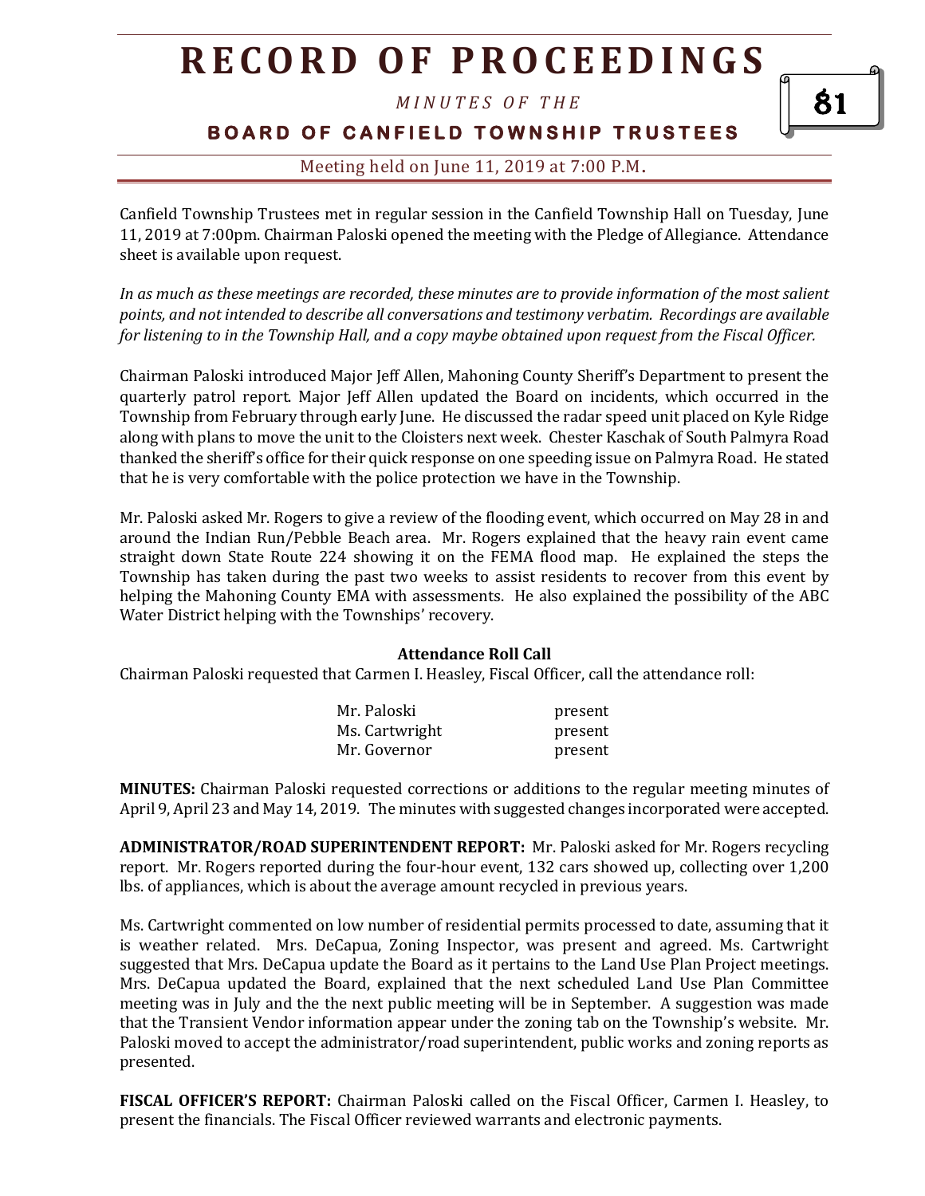# RECORD OF PROCEEDINGS

*MINUTES OF THE*

## BOARD OF CANFIELD TOWNSHIP TRUSTEES

Meeting held on June 11, 2019 at 7:00 P.M.

Canfield Township Trustees met in regular session in the Canfield Township Hall on Tuesday, June 11, 2019 at 7:00pm. Chairman Paloski opened the meeting with the Pledge of Allegiance. Attendance sheet is available upon request.

*In as much as these meetings are recorded, these minutes are to provide information of the most salient points, and not intended to describe all conversations and testimony verbatim. Recordings are available for listening to in the Township Hall, and a copy maybe obtained upon request from the Fiscal Officer.*

Chairman Paloski introduced Major Jeff Allen, Mahoning County Sheriff's Department to present the quarterly patrol report. Major Jeff Allen updated the Board on incidents, which occurred in the Township from February through early June. He discussed the radar speed unit placed on Kyle Ridge along with plans to move the unit to the Cloisters next week. Chester Kaschak of South Palmyra Road thanked the sheriff's office for their quick response on one speeding issue on Palmyra Road. He stated that he is very comfortable with the police protection we have in the Township.

Mr. Paloski asked Mr. Rogers to give a review of the flooding event, which occurred on May 28 in and around the Indian Run/Pebble Beach area. Mr. Rogers explained that the heavy rain event came straight down State Route 224 showing it on the FEMA flood map. He explained the steps the Township has taken during the past two weeks to assist residents to recover from this event by helping the Mahoning County EMA with assessments. He also explained the possibility of the ABC Water District helping with the Townships' recovery.

**Attendance Roll Call**

Chairman Paloski requested that Carmen I. Heasley, Fiscal Officer, call the attendance roll:

| | |
|---|---|
| Mr. Paloski | present |
| Ms. Cartwright | present |
| Mr. Governor | present |

**MINUTES:** Chairman Paloski requested corrections or additions to the regular meeting minutes of April 9, April 23 and May 14, 2019. The minutes with suggested changes incorporated were accepted.

**ADMINISTRATOR/ROAD SUPERINTENDENT REPORT:** Mr. Paloski asked for Mr. Rogers recycling report. Mr. Rogers reported during the four-hour event, 132 cars showed up, collecting over 1,200 lbs. of appliances, which is about the average amount recycled in previous years.

Ms. Cartwright commented on low number of residential permits processed to date, assuming that it is weather related. Mrs. DeCapua, Zoning Inspector, was present and agreed. Ms. Cartwright suggested that Mrs. DeCapua update the Board as it pertains to the Land Use Plan Project meetings. Mrs. DeCapua updated the Board, explained that the next scheduled Land Use Plan Committee meeting was in July and the the next public meeting will be in September. A suggestion was made that the Transient Vendor information appear under the zoning tab on the Township's website. Mr. Paloski moved to accept the administrator/road superintendent, public works and zoning reports as presented.

**FISCAL OFFICER'S REPORT:** Chairman Paloski called on the Fiscal Officer, Carmen I. Heasley, to present the financials. The Fiscal Officer reviewed warrants and electronic payments.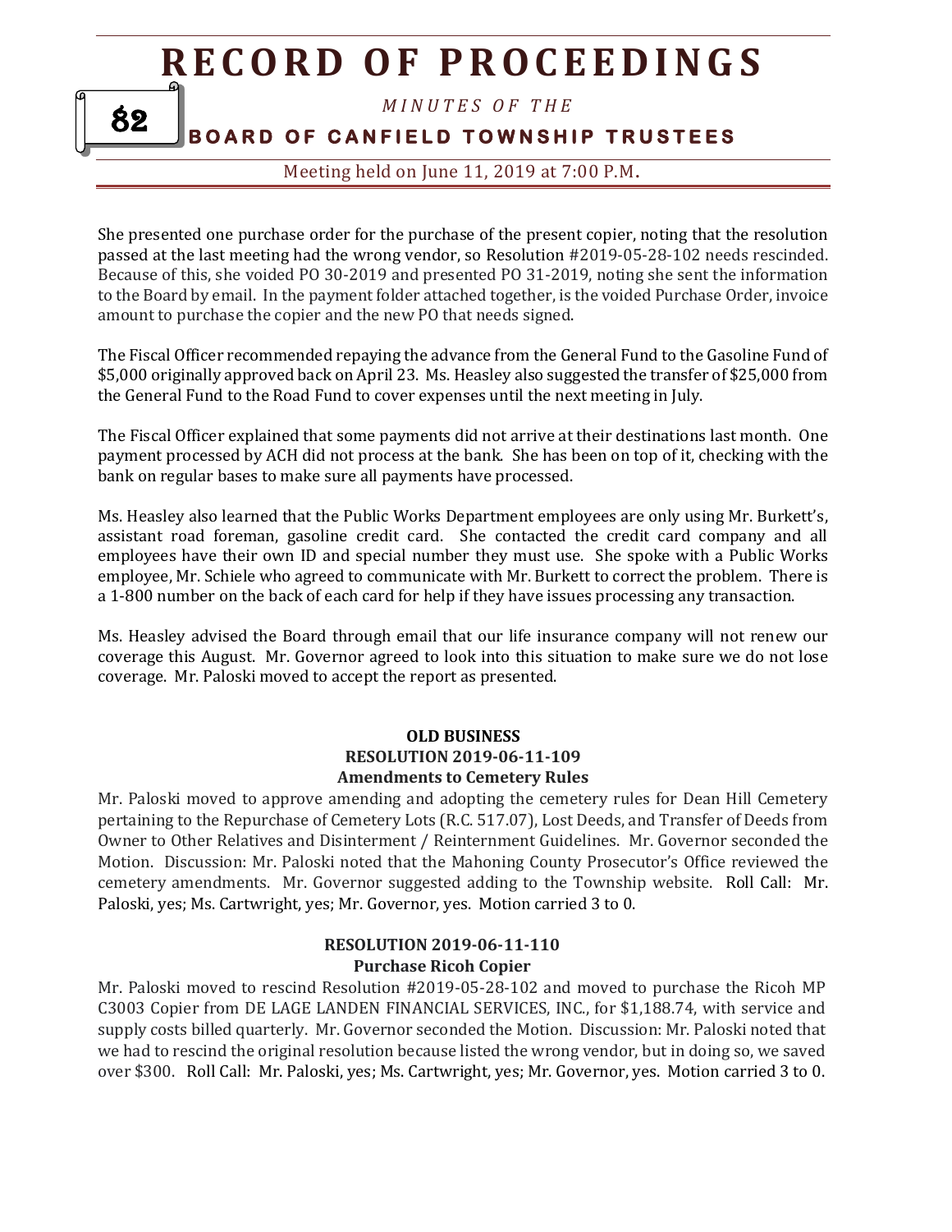She presented one purchase order for the purchase of the present copier, noting that the resolution passed at the last meeting had the wrong vendor, so Resolution #2019-05-28-102 needs rescinded. Because of this, she voided PO 30-2019 and presented PO 31-2019, noting she sent the information to the Board by email. In the payment folder attached together, is the voided Purchase Order, invoice amount to purchase the copier and the new PO that needs signed.

The Fiscal Officer recommended repaying the advance from the General Fund to the Gasoline Fund of $5,000 originally approved back on April 23. Ms. Heasley also suggested the transfer of $25,000 from the General Fund to the Road Fund to cover expenses until the next meeting in July.

The Fiscal Officer explained that some payments did not arrive at their destinations last month. One payment processed by ACH did not process at the bank. She has been on top of it, checking with the bank on regular bases to make sure all payments have processed.

Ms. Heasley also learned that the Public Works Department employees are only using Mr. Burkett's, assistant road foreman, gasoline credit card. She contacted the credit card company and all employees have their own ID and special number they must use. She spoke with a Public Works employee, Mr. Schiele who agreed to communicate with Mr. Burkett to correct the problem. There is a 1-800 number on the back of each card for help if they have issues processing any transaction.

Ms. Heasley advised the Board through email that our life insurance company will not renew our coverage this August. Mr. Governor agreed to look into this situation to make sure we do not lose coverage. Mr. Paloski moved to accept the report as presented.

**OLD BUSINESS**

**RESOLUTION 2019-06-11-109**

**Amendments to Cemetery Rules**

Mr. Paloski moved to approve amending and adopting the cemetery rules for Dean Hill Cemetery pertaining to the Repurchase of Cemetery Lots (R.C. 517.07), Lost Deeds, and Transfer of Deeds from Owner to Other Relatives and Disinterment / Reinternment Guidelines. Mr. Governor seconded the Motion. Discussion: Mr. Paloski noted that the Mahoning County Prosecutor's Office reviewed the cemetery amendments. Mr. Governor suggested adding to the Township website. Roll Call: Mr. Paloski, yes; Ms. Cartwright, yes; Mr. Governor, yes. Motion carried 3 to 0.

**RESOLUTION 2019-06-11-110**

**Purchase Ricoh Copier**

Mr. Paloski moved to rescind Resolution #2019-05-28-102 and moved to purchase the Ricoh MP C3003 Copier from DE LAGE LANDEN FINANCIAL SERVICES, INC., for $1,188.74, with service and supply costs billed quarterly. Mr. Governor seconded the Motion. Discussion: Mr. Paloski noted that we had to rescind the original resolution because listed the wrong vendor, but in doing so, we saved over $300. Roll Call: Mr. Paloski, yes; Ms. Cartwright, yes; Mr. Governor, yes. Motion carried 3 to 0.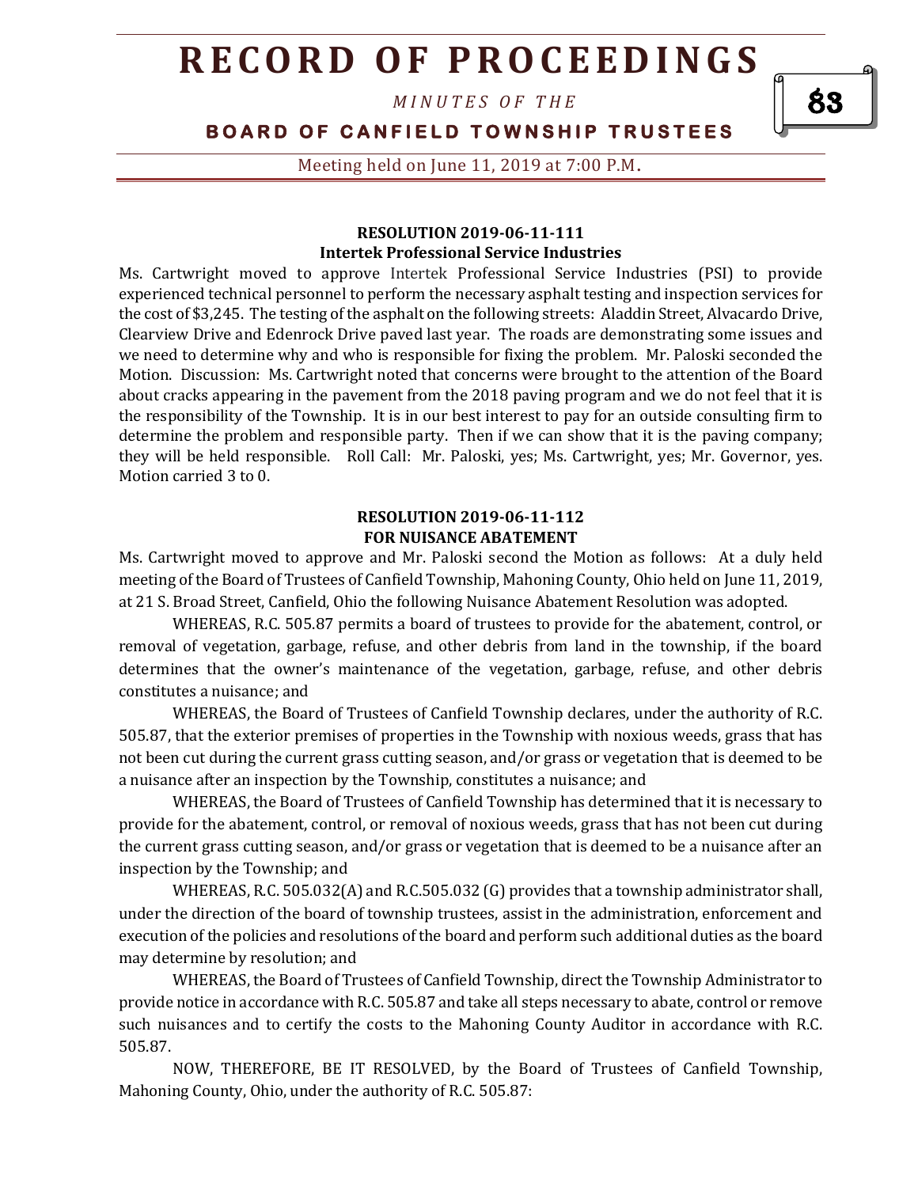**RESOLUTION 2019-06-11-111**
**Intertek Professional Service Industries**

Ms. Cartwright moved to approve Intertek Professional Service Industries (PSI) to provide experienced technical personnel to perform the necessary asphalt testing and inspection services for the cost of $3,245. The testing of the asphalt on the following streets: Aladdin Street, Alvacardo Drive, Clearview Drive and Edenrock Drive paved last year. The roads are demonstrating some issues and we need to determine why and who is responsible for fixing the problem. Mr. Paloski seconded the Motion. Discussion: Ms. Cartwright noted that concerns were brought to the attention of the Board about cracks appearing in the pavement from the 2018 paving program and we do not feel that it is the responsibility of the Township. It is in our best interest to pay for an outside consulting firm to determine the problem and responsible party. Then if we can show that it is the paving company; they will be held responsible. Roll Call: Mr. Paloski, yes; Ms. Cartwright, yes; Mr. Governor, yes. Motion carried 3 to 0.

**RESOLUTION 2019-06-11-112**
**FOR NUISANCE ABATEMENT**

Ms. Cartwright moved to approve and Mr. Paloski second the Motion as follows: At a duly held meeting of the Board of Trustees of Canfield Township, Mahoning County, Ohio held on June 11, 2019, at 21 S. Broad Street, Canfield, Ohio the following Nuisance Abatement Resolution was adopted.

WHEREAS, R.C. 505.87 permits a board of trustees to provide for the abatement, control, or removal of vegetation, garbage, refuse, and other debris from land in the township, if the board determines that the owner's maintenance of the vegetation, garbage, refuse, and other debris constitutes a nuisance; and

WHEREAS, the Board of Trustees of Canfield Township declares, under the authority of R.C. 505.87, that the exterior premises of properties in the Township with noxious weeds, grass that has not been cut during the current grass cutting season, and/or grass or vegetation that is deemed to be a nuisance after an inspection by the Township, constitutes a nuisance; and

WHEREAS, the Board of Trustees of Canfield Township has determined that it is necessary to provide for the abatement, control, or removal of noxious weeds, grass that has not been cut during the current grass cutting season, and/or grass or vegetation that is deemed to be a nuisance after an inspection by the Township; and

WHEREAS, R.C. 505.032(A) and R.C.505.032 (G) provides that a township administrator shall, under the direction of the board of township trustees, assist in the administration, enforcement and execution of the policies and resolutions of the board and perform such additional duties as the board may determine by resolution; and

WHEREAS, the Board of Trustees of Canfield Township, direct the Township Administrator to provide notice in accordance with R.C. 505.87 and take all steps necessary to abate, control or remove such nuisances and to certify the costs to the Mahoning County Auditor in accordance with R.C. 505.87.

NOW, THEREFORE, BE IT RESOLVED, by the Board of Trustees of Canfield Township, Mahoning County, Ohio, under the authority of R.C. 505.87: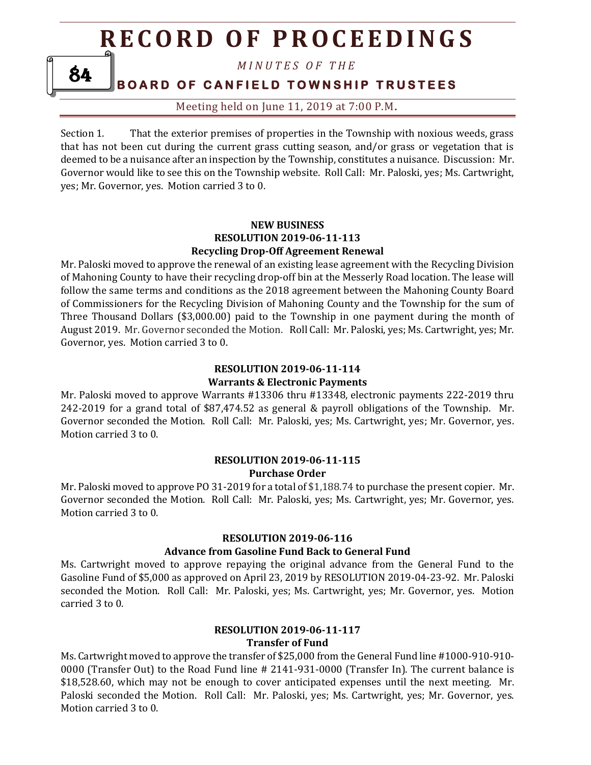Section 1. That the exterior premises of properties in the Township with noxious weeds, grass that has not been cut during the current grass cutting season, and/or grass or vegetation that is deemed to be a nuisance after an inspection by the Township, constitutes a nuisance. Discussion: Mr. Governor would like to see this on the Township website. Roll Call: Mr. Paloski, yes; Ms. Cartwright, yes; Mr. Governor, yes. Motion carried 3 to 0.

**NEW BUSINESS**
**RESOLUTION 2019-06-11-113**
**Recycling Drop-Off Agreement Renewal**

Mr. Paloski moved to approve the renewal of an existing lease agreement with the Recycling Division of Mahoning County to have their recycling drop-off bin at the Messerly Road location. The lease will follow the same terms and conditions as the 2018 agreement between the Mahoning County Board of Commissioners for the Recycling Division of Mahoning County and the Township for the sum of Three Thousand Dollars ($3,000.00) paid to the Township in one payment during the month of August 2019. Mr. Governor seconded the Motion. Roll Call: Mr. Paloski, yes; Ms. Cartwright, yes; Mr. Governor, yes. Motion carried 3 to 0.

**RESOLUTION 2019-06-11-114**
**Warrants & Electronic Payments**

Mr. Paloski moved to approve Warrants #13306 thru #13348, electronic payments 222-2019 thru 242-2019 for a grand total of $87,474.52 as general & payroll obligations of the Township. Mr. Governor seconded the Motion. Roll Call: Mr. Paloski, yes; Ms. Cartwright, yes; Mr. Governor, yes. Motion carried 3 to 0.

**RESOLUTION 2019-06-11-115**
**Purchase Order**

Mr. Paloski moved to approve PO 31-2019 for a total of $1,188.74 to purchase the present copier. Mr. Governor seconded the Motion. Roll Call: Mr. Paloski, yes; Ms. Cartwright, yes; Mr. Governor, yes. Motion carried 3 to 0.

**RESOLUTION 2019-06-116**
**Advance from Gasoline Fund Back to General Fund**

Ms. Cartwright moved to approve repaying the original advance from the General Fund to the Gasoline Fund of $5,000 as approved on April 23, 2019 by RESOLUTION 2019-04-23-92. Mr. Paloski seconded the Motion. Roll Call: Mr. Paloski, yes; Ms. Cartwright, yes; Mr. Governor, yes. Motion carried 3 to 0.

**RESOLUTION 2019-06-11-117**
**Transfer of Fund**

Ms. Cartwright moved to approve the transfer of $25,000 from the General Fund line #1000-910-910-0000 (Transfer Out) to the Road Fund line # 2141-931-0000 (Transfer In). The current balance is $18,528.60, which may not be enough to cover anticipated expenses until the next meeting. Mr. Paloski seconded the Motion. Roll Call: Mr. Paloski, yes; Ms. Cartwright, yes; Mr. Governor, yes. Motion carried 3 to 0.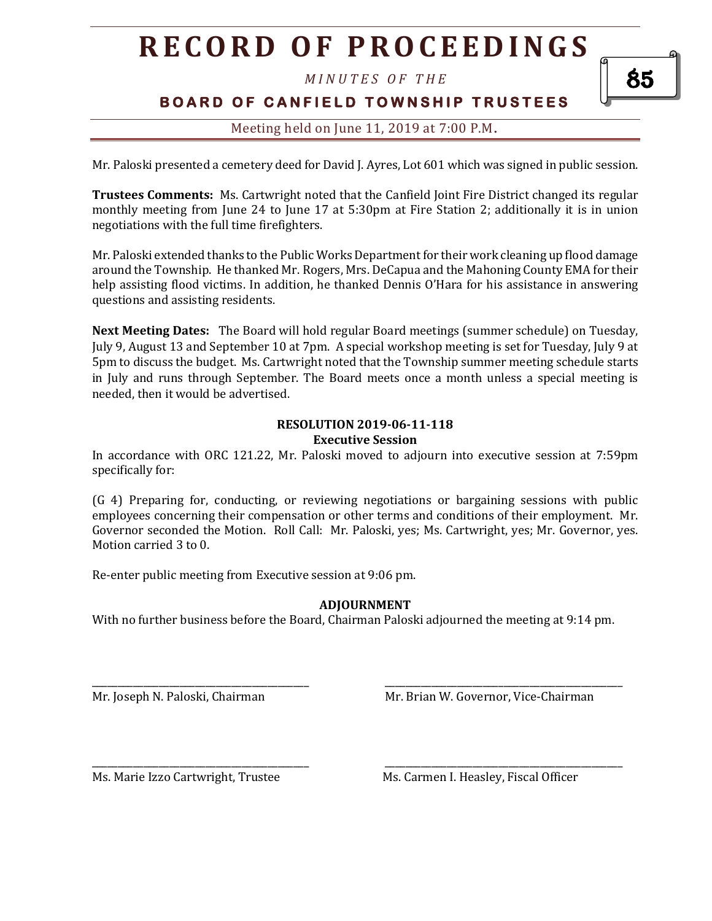Mr. Paloski presented a cemetery deed for David J. Ayres, Lot 601 which was signed in public session.

**Trustees Comments:** Ms. Cartwright noted that the Canfield Joint Fire District changed its regular monthly meeting from June 24 to June 17 at 5:30pm at Fire Station 2; additionally it is in union negotiations with the full time firefighters.

Mr. Paloski extended thanks to the Public Works Department for their work cleaning up flood damage around the Township. He thanked Mr. Rogers, Mrs. DeCapua and the Mahoning County EMA for their help assisting flood victims. In addition, he thanked Dennis O'Hara for his assistance in answering questions and assisting residents.

**Next Meeting Dates:** The Board will hold regular Board meetings (summer schedule) on Tuesday, July 9, August 13 and September 10 at 7pm. A special workshop meeting is set for Tuesday, July 9 at 5pm to discuss the budget. Ms. Cartwright noted that the Township summer meeting schedule starts in July and runs through September. The Board meets once a month unless a special meeting is needed, then it would be advertised.

**RESOLUTION 2019-06-11-118**
**Executive Session**

In accordance with ORC 121.22, Mr. Paloski moved to adjourn into executive session at 7:59pm specifically for:

(G 4) Preparing for, conducting, or reviewing negotiations or bargaining sessions with public employees concerning their compensation or other terms and conditions of their employment. Mr. Governor seconded the Motion. Roll Call: Mr. Paloski, yes; Ms. Cartwright, yes; Mr. Governor, yes. Motion carried 3 to 0.

Re-enter public meeting from Executive session at 9:06 pm.

**ADJOURNMENT**

With no further business before the Board, Chairman Paloski adjourned the meeting at 9:14 pm.

\_\_\_\_\_\_\_\_\_\_\_\_\_\_\_\_\_\_\_\_\_\_\_\_\_\_\_\_\_\_\_\_\_\_\_\_
Mr. Joseph N. Paloski, Chairman

\_\_\_\_\_\_\_\_\_\_\_\_\_\_\_\_\_\_\_\_\_\_\_\_\_\_\_\_\_\_\_\_\_\_\_\_
Mr. Brian W. Governor, Vice-Chairman

\_\_\_\_\_\_\_\_\_\_\_\_\_\_\_\_\_\_\_\_\_\_\_\_\_\_\_\_\_\_\_\_\_\_\_\_
Ms. Marie Izzo Cartwright, Trustee

\_\_\_\_\_\_\_\_\_\_\_\_\_\_\_\_\_\_\_\_\_\_\_\_\_\_\_\_\_\_\_\_\_\_\_\_
Ms. Carmen I. Heasley, Fiscal Officer